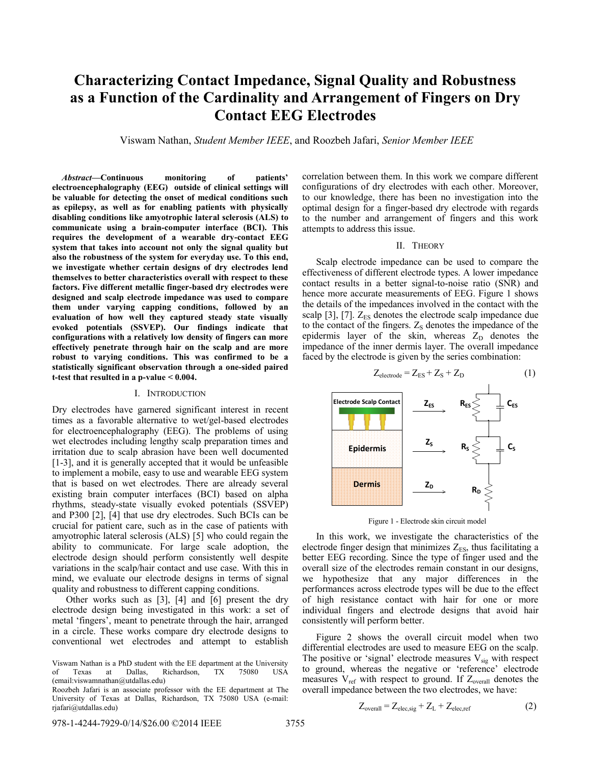# Characterizing Contact Impedance, Signal Quality and Robustness as a Function of the Cardinality and Arrangement of Fingers on Dry Contact EEG Electrodes

Viswam Nathan, *Student Member IEEE*, and Roozbeh Jafari, *Senior Member IEEE*

***Abstract*—Continuous monitoring of patients' electroencephalography (EEG) outside of clinical settings will be valuable for detecting the onset of medical conditions such as epilepsy, as well as for enabling patients with physically disabling conditions like amyotrophic lateral sclerosis (ALS) to communicate using a brain-computer interface (BCI). This requires the development of a wearable dry-contact EEG system that takes into account not only the signal quality but also the robustness of the system for everyday use. To this end, we investigate whether certain designs of dry electrodes lend themselves to better characteristics overall with respect to these factors. Five different metallic finger-based dry electrodes were designed and scalp electrode impedance was used to compare them under varying capping conditions, followed by an evaluation of how well they captured steady state visually evoked potentials (SSVEP). Our findings indicate that configurations with a relatively low density of fingers can more effectively penetrate through hair on the scalp and are more robust to varying conditions. This was confirmed to be a statistically significant observation through a one-sided paired t-test that resulted in a p-value < 0.004.**

## I. Introduction

Dry electrodes have garnered significant interest in recent times as a favorable alternative to wet/gel-based electrodes for electroencephalography (EEG). The problems of using wet electrodes including lengthy scalp preparation times and irritation due to scalp abrasion have been well documented [1-3], and it is generally accepted that it would be unfeasible to implement a mobile, easy to use and wearable EEG system that is based on wet electrodes. There are already several existing brain computer interfaces (BCI) based on alpha rhythms, steady-state visually evoked potentials (SSVEP) and P300 [2], [4] that use dry electrodes. Such BCIs can be crucial for patient care, such as in the case of patients with amyotrophic lateral sclerosis (ALS) [5] who could regain the ability to communicate. For large scale adoption, the electrode design should perform consistently well despite variations in the scalp/hair contact and use case. With this in mind, we evaluate our electrode designs in terms of signal quality and robustness to different capping conditions.

Other works such as [3], [4] and [6] present the dry electrode design being investigated in this work: a set of metal 'fingers', meant to penetrate through the hair, arranged in a circle. These works compare dry electrode designs to conventional wet electrodes and attempt to establish correlation between them. In this work we compare different configurations of dry electrodes with each other. Moreover, to our knowledge, there has been no investigation into the optimal design for a finger-based dry electrode with regards to the number and arrangement of fingers and this work attempts to address this issue.

Viswam Nathan is a PhD student with the EE department at the University of Texas at Dallas, Richardson, TX 75080 USA (email:viswamnathan@utdallas.edu)

Roozbeh Jafari is an associate professor with the EE department at The University of Texas at Dallas, Richardson, TX 75080 USA (e-mail: rjafari@utdallas.edu)

## II. Theory

Scalp electrode impedance can be used to compare the effectiveness of different electrode types. A lower impedance contact results in a better signal-to-noise ratio (SNR) and hence more accurate measurements of EEG. Figure 1 shows the details of the impedances involved in the contact with the scalp [3], [7]. $Z_{ES}$ denotes the electrode scalp impedance due to the contact of the fingers. $Z_S$ denotes the impedance of the epidermis layer of the skin, whereas $Z_D$ denotes the impedance of the inner dermis layer. The overall impedance faced by the electrode is given by the series combination:

$$Z_{electrode} = Z_{ES} + Z_S + Z_D \tag{1}$$

Figure 1 - Electrode skin circuit model

In this work, we investigate the characteristics of the electrode finger design that minimizes $Z_{ES}$, thus facilitating a better EEG recording. Since the type of finger used and the overall size of the electrodes remain constant in our designs, we hypothesize that any major differences in the performances across electrode types will be due to the effect of high resistance contact with hair for one or more individual fingers and electrode designs that avoid hair consistently will perform better.

Figure 2 shows the overall circuit model when two differential electrodes are used to measure EEG on the scalp. The positive or 'signal' electrode measures $V_{sig}$ with respect to ground, whereas the negative or 'reference' electrode measures $V_{ref}$ with respect to ground. If $Z_{overall}$ denotes the overall impedance between the two electrodes, we have:

$$Z_{overall} = Z_{elec,sig} + Z_L + Z_{elec,ref} \tag{2}$$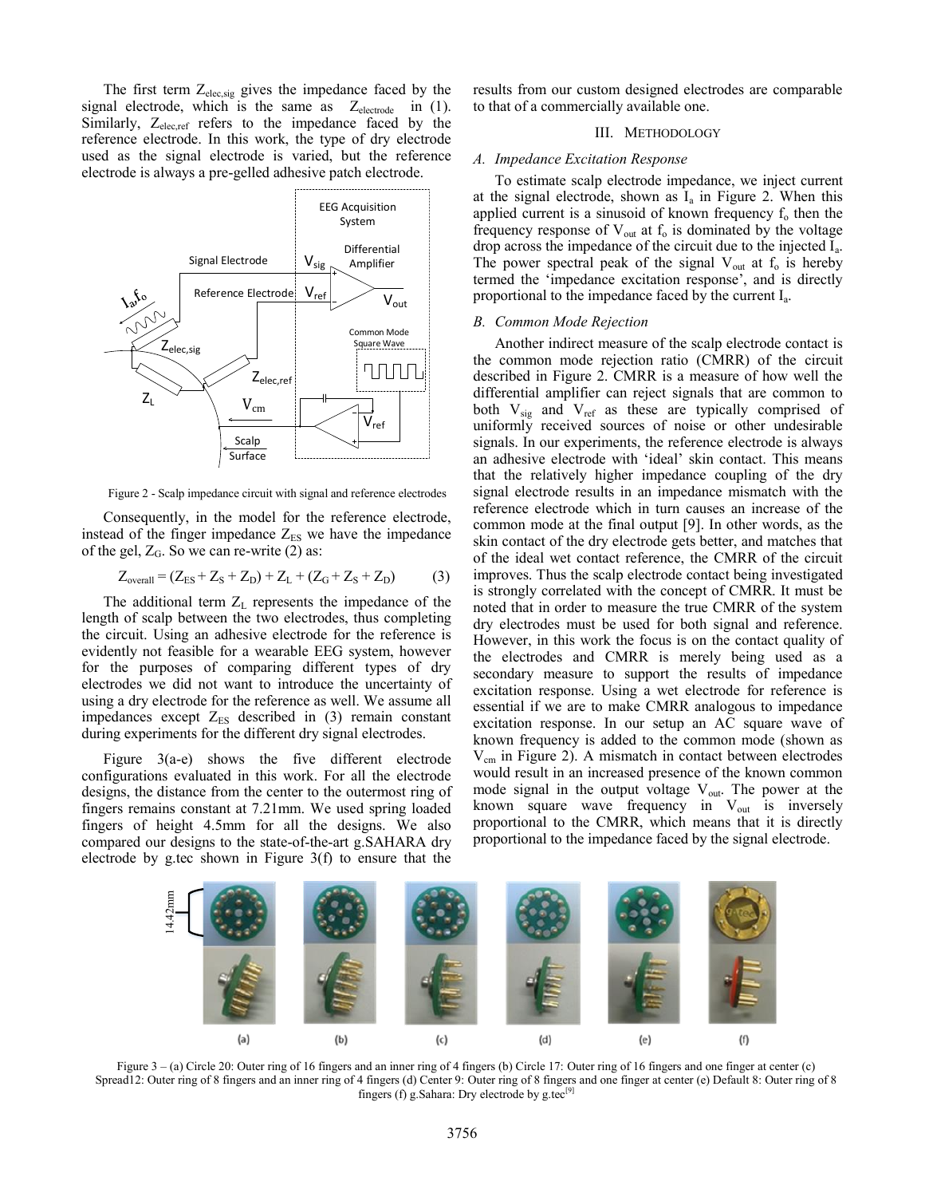The first term $Z_{elec,sig}$ gives the impedance faced by the signal electrode, which is the same as $Z_{electrode}$ in (1). Similarly, $Z_{elec,ref}$ refers to the impedance faced by the reference electrode. In this work, the type of dry electrode used as the signal electrode is varied, but the reference electrode is always a pre-gelled adhesive patch electrode.

Figure 2 - Scalp impedance circuit with signal and reference electrodes

Consequently, in the model for the reference electrode, instead of the finger impedance $Z_{ES}$ we have the impedance of the gel, $Z_G$. So we can re-write (2) as:

$$Z_{overall} = (Z_{ES} + Z_S + Z_D) + Z_L + (Z_G + Z_S + Z_D) \qquad (3)$$

The additional term $Z_L$ represents the impedance of the length of scalp between the two electrodes, thus completing the circuit. Using an adhesive electrode for the reference is evidently not feasible for a wearable EEG system, however for the purposes of comparing different types of dry electrodes we did not want to introduce the uncertainty of using a dry electrode for the reference as well. We assume all impedances except $Z_{ES}$ described in (3) remain constant during experiments for the different dry signal electrodes.

Figure 3(a-e) shows the five different electrode configurations evaluated in this work. For all the electrode designs, the distance from the center to the outermost ring of fingers remains constant at 7.21mm. We used spring loaded fingers of height 4.5mm for all the designs. We also compared our designs to the state-of-the-art g.SAHARA dry electrode by g.tec shown in Figure 3(f) to ensure that the results from our custom designed electrodes are comparable to that of a commercially available one.

## III. Methodology

### *A. Impedance Excitation Response*

To estimate scalp electrode impedance, we inject current at the signal electrode, shown as $I_a$ in Figure 2. When this applied current is a sinusoid of known frequency $f_o$ then the frequency response of $V_{out}$ at $f_o$ is dominated by the voltage drop across the impedance of the circuit due to the injected $I_a$. The power spectral peak of the signal $V_{out}$ at $f_o$ is hereby termed the 'impedance excitation response', and is directly proportional to the impedance faced by the current $I_a$.

### *B. Common Mode Rejection*

Another indirect measure of the scalp electrode contact is the common mode rejection ratio (CMRR) of the circuit described in Figure 2. CMRR is a measure of how well the differential amplifier can reject signals that are common to both $V_{sig}$ and $V_{ref}$ as these are typically comprised of uniformly received sources of noise or other undesirable signals. In our experiments, the reference electrode is always an adhesive electrode with 'ideal' skin contact. This means that the relatively higher impedance coupling of the dry signal electrode results in an impedance mismatch with the reference electrode which in turn causes an increase of the common mode at the final output [9]. In other words, as the skin contact of the dry electrode gets better, and matches that of the ideal wet contact reference, the CMRR of the circuit improves. Thus the scalp electrode contact being investigated is strongly correlated with the concept of CMRR. It must be noted that in order to measure the true CMRR of the system dry electrodes must be used for both signal and reference. However, in this work the focus is on the contact quality of the electrodes and CMRR is merely being used as a secondary measure to support the results of impedance excitation response. Using a wet electrode for reference is essential if we are to make CMRR analogous to impedance excitation response. In our setup an AC square wave of known frequency is added to the common mode (shown as $V_{cm}$ in Figure 2). A mismatch in contact between electrodes would result in an increased presence of the known common mode signal in the output voltage $V_{out}$. The power at the known square wave frequency in $V_{out}$ is inversely proportional to the CMRR, which means that it is directly proportional to the impedance faced by the signal electrode.

Figure 3 – (a) Circle 20: Outer ring of 16 fingers and an inner ring of 4 fingers (b) Circle 17: Outer ring of 16 fingers and one finger at center (c) Spread12: Outer ring of 8 fingers and an inner ring of 4 fingers (d) Center 9: Outer ring of 8 fingers and one finger at center (e) Default 8: Outer ring of 8 fingers (f) g.Sahara: Dry electrode by g.tec[9]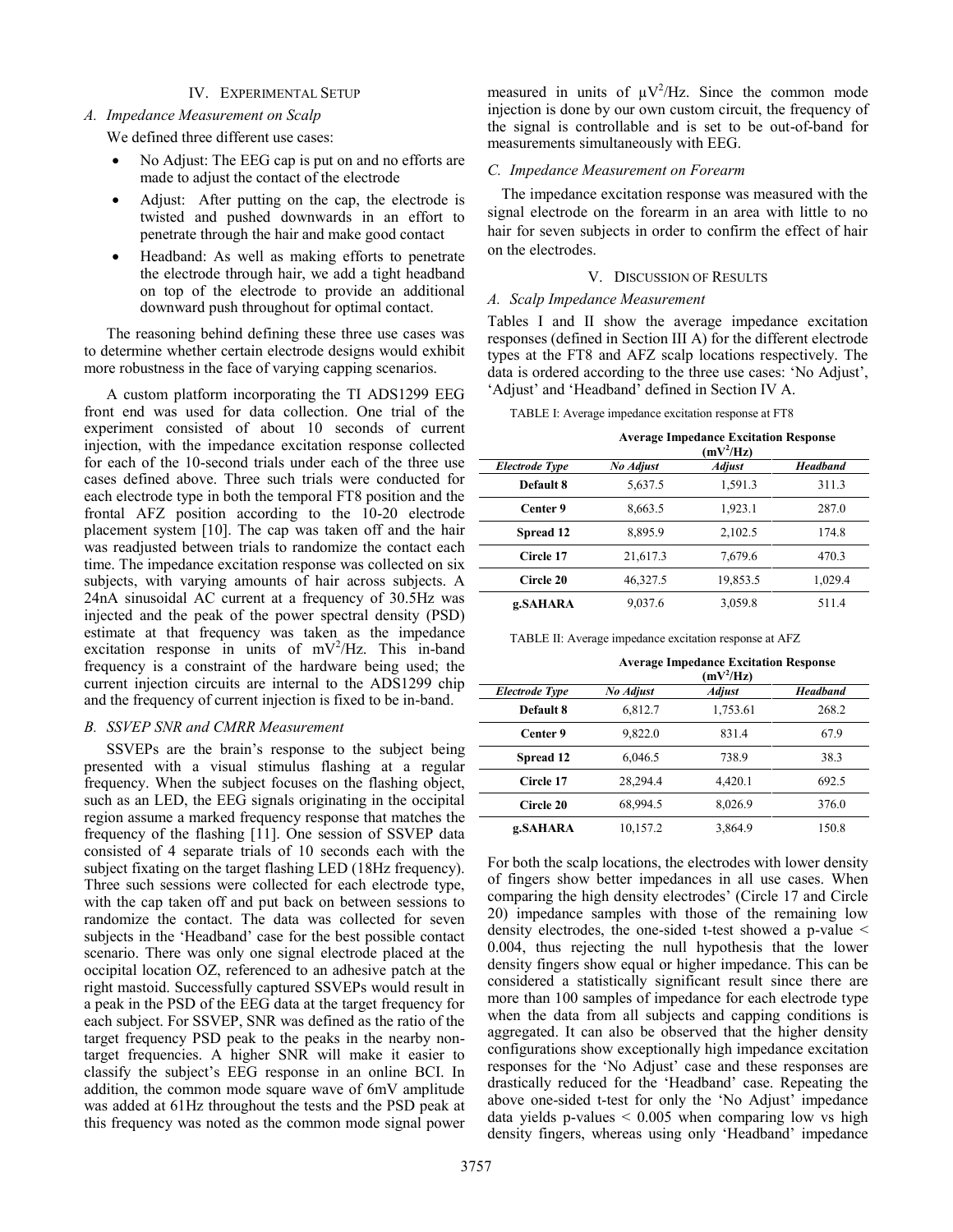## IV. Experimental Setup

### A. Impedance Measurement on Scalp

We defined three different use cases:

- No Adjust: The EEG cap is put on and no efforts are made to adjust the contact of the electrode
- Adjust: After putting on the cap, the electrode is twisted and pushed downwards in an effort to penetrate through the hair and make good contact
- Headband: As well as making efforts to penetrate the electrode through hair, we add a tight headband on top of the electrode to provide an additional downward push throughout for optimal contact.

The reasoning behind defining these three use cases was to determine whether certain electrode designs would exhibit more robustness in the face of varying capping scenarios.

A custom platform incorporating the TI ADS1299 EEG front end was used for data collection. One trial of the experiment consisted of about 10 seconds of current injection, with the impedance excitation response collected for each of the 10-second trials under each of the three use cases defined above. Three such trials were conducted for each electrode type in both the temporal FT8 position and the frontal AFZ position according to the 10-20 electrode placement system [10]. The cap was taken off and the hair was readjusted between trials to randomize the contact each time. The impedance excitation response was collected on six subjects, with varying amounts of hair across subjects. A 24nA sinusoidal AC current at a frequency of 30.5Hz was injected and the peak of the power spectral density (PSD) estimate at that frequency was taken as the impedance excitation response in units of $mV^2$/Hz. This in-band frequency is a constraint of the hardware being used; the current injection circuits are internal to the ADS1299 chip and the frequency of current injection is fixed to be in-band.

### B. SSVEP SNR and CMRR Measurement

SSVEPs are the brain's response to the subject being presented with a visual stimulus flashing at a regular frequency. When the subject focuses on the flashing object, such as an LED, the EEG signals originating in the occipital region assume a marked frequency response that matches the frequency of the flashing [11]. One session of SSVEP data consisted of 4 separate trials of 10 seconds each with the subject fixating on the target flashing LED (18Hz frequency). Three such sessions were collected for each electrode type, with the cap taken off and put back on between sessions to randomize the contact. The data was collected for seven subjects in the 'Headband' case for the best possible contact scenario. There was only one signal electrode placed at the occipital location OZ, referenced to an adhesive patch at the right mastoid. Successfully captured SSVEPs would result in a peak in the PSD of the EEG data at the target frequency for each subject. For SSVEP, SNR was defined as the ratio of the target frequency PSD peak to the peaks in the nearby non-target frequencies. A higher SNR will make it easier to classify the subject's EEG response in an online BCI. In addition, the common mode square wave of 6mV amplitude was added at 61Hz throughout the tests and the PSD peak at this frequency was noted as the common mode signal power measured in units of $\mu V^2$/Hz. Since the common mode injection is done by our own custom circuit, the frequency of the signal is controllable and is set to be out-of-band for measurements simultaneously with EEG.

### C. Impedance Measurement on Forearm

The impedance excitation response was measured with the signal electrode on the forearm in an area with little to no hair for seven subjects in order to confirm the effect of hair on the electrodes.

## V. Discussion of Results

### A. Scalp Impedance Measurement

Tables I and II show the average impedance excitation responses (defined in Section III A) for the different electrode types at the FT8 and AFZ scalp locations respectively. The data is ordered according to the three use cases: 'No Adjust', 'Adjust' and 'Headband' defined in Section IV A.

TABLE I: Average impedance excitation response at FT8

| | Average Impedance Excitation Response ($mV^2$/Hz) | | |
|---|---|---|---|
| *Electrode Type* | *No Adjust* | *Adjust* | *Headband* |
| **Default 8** | 5,637.5 | 1,591.3 | 311.3 |
| **Center 9** | 8,663.5 | 1,923.1 | 287.0 |
| **Spread 12** | 8,895.9 | 2,102.5 | 174.8 |
| **Circle 17** | 21,617.3 | 7,679.6 | 470.3 |
| **Circle 20** | 46,327.5 | 19,853.5 | 1,029.4 |
| **g.SAHARA** | 9,037.6 | 3,059.8 | 511.4 |

TABLE II: Average impedance excitation response at AFZ

| | Average Impedance Excitation Response ($mV^2$/Hz) | | |
|---|---|---|---|
| *Electrode Type* | *No Adjust* | *Adjust* | *Headband* |
| **Default 8** | 6,812.7 | 1,753.61 | 268.2 |
| **Center 9** | 9,822.0 | 831.4 | 67.9 |
| **Spread 12** | 6,046.5 | 738.9 | 38.3 |
| **Circle 17** | 28,294.4 | 4,420.1 | 692.5 |
| **Circle 20** | 68,994.5 | 8,026.9 | 376.0 |
| **g.SAHARA** | 10,157.2 | 3,864.9 | 150.8 |

For both the scalp locations, the electrodes with lower density of fingers show better impedances in all use cases. When comparing the high density electrodes' (Circle 17 and Circle 20) impedance samples with those of the remaining low density electrodes, the one-sided t-test showed a p-value $< 0.004$, thus rejecting the null hypothesis that the lower density fingers show equal or higher impedance. This can be considered a statistically significant result since there are more than 100 samples of impedance for each electrode type when the data from all subjects and capping conditions is aggregated. It can also be observed that the higher density configurations show exceptionally high impedance excitation responses for the 'No Adjust' case and these responses are drastically reduced for the 'Headband' case. Repeating the above one-sided t-test for only the 'No Adjust' impedance data yields p-values $< 0.005$ when comparing low vs high density fingers, whereas using only 'Headband' impedance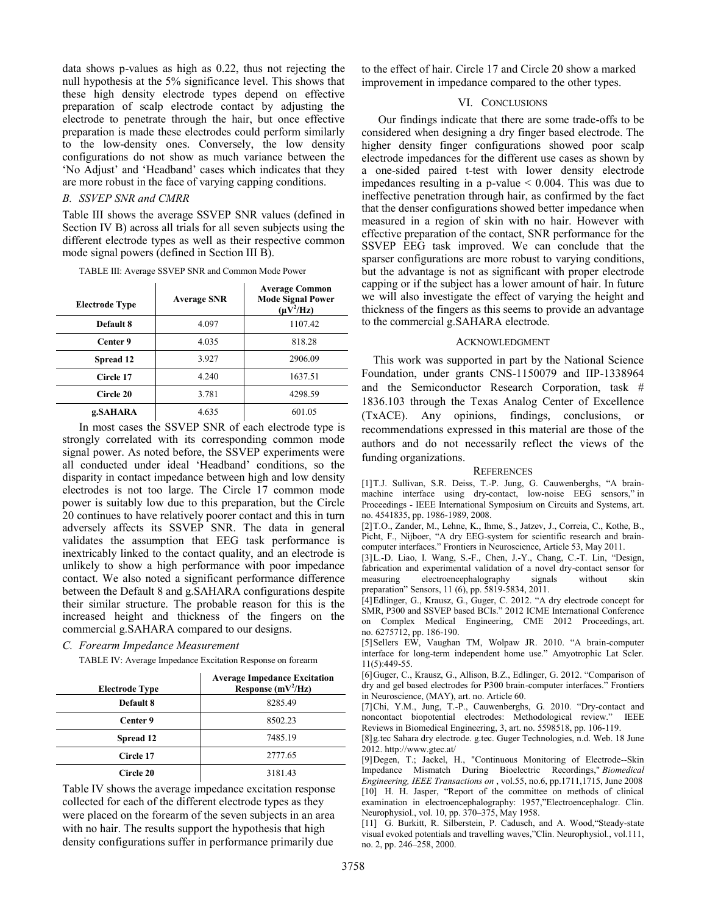data shows p-values as high as 0.22, thus not rejecting the null hypothesis at the 5% significance level. This shows that these high density electrode types depend on effective preparation of scalp electrode contact by adjusting the electrode to penetrate through the hair, but once effective preparation is made these electrodes could perform similarly to the low-density ones. Conversely, the low density configurations do not show as much variance between the 'No Adjust' and 'Headband' cases which indicates that they are more robust in the face of varying capping conditions.

### *B. SSVEP SNR and CMRR*

Table III shows the average SSVEP SNR values (defined in Section IV B) across all trials for all seven subjects using the different electrode types as well as their respective common mode signal powers (defined in Section III B).

TABLE III: Average SSVEP SNR and Common Mode Power

| Electrode Type | Average SNR | Average Common Mode Signal Power ($\mu V^2$/Hz) |
|---|---|---|
| Default 8 | 4.097 | 1107.42 |
| Center 9 | 4.035 | 818.28 |
| Spread 12 | 3.927 | 2906.09 |
| Circle 17 | 4.240 | 1637.51 |
| Circle 20 | 3.781 | 4298.59 |
| g.SAHARA | 4.635 | 601.05 |

In most cases the SSVEP SNR of each electrode type is strongly correlated with its corresponding common mode signal power. As noted before, the SSVEP experiments were all conducted under ideal 'Headband' conditions, so the disparity in contact impedance between high and low density electrodes is not too large. The Circle 17 common mode power is suitably low due to this preparation, but the Circle 20 continues to have relatively poorer contact and this in turn adversely affects its SSVEP SNR. The data in general validates the assumption that EEG task performance is inextricably linked to the contact quality, and an electrode is unlikely to show a high performance with poor impedance contact. We also noted a significant performance difference between the Default 8 and g.SAHARA configurations despite their similar structure. The probable reason for this is the increased height and thickness of the fingers on the commercial g.SAHARA compared to our designs.

### *C. Forearm Impedance Measurement*

TABLE IV: Average Impedance Excitation Response on forearm

| Electrode Type | Average Impedance Excitation Response ($mV^2$/Hz) |
|---|---|
| Default 8 | 8285.49 |
| Center 9 | 8502.23 |
| Spread 12 | 7485.19 |
| Circle 17 | 2777.65 |
| Circle 20 | 3181.43 |

Table IV shows the average impedance excitation response collected for each of the different electrode types as they were placed on the forearm of the seven subjects in an area with no hair. The results support the hypothesis that high density configurations suffer in performance primarily due to the effect of hair. Circle 17 and Circle 20 show a marked improvement in impedance compared to the other types.

## VI. Conclusions

Our findings indicate that there are some trade-offs to be considered when designing a dry finger based electrode. The higher density finger configurations showed poor scalp electrode impedances for the different use cases as shown by a one-sided paired t-test with lower density electrode impedances resulting in a p-value $< 0.004$. This was due to ineffective penetration through hair, as confirmed by the fact that the denser configurations showed better impedance when measured in a region of skin with no hair. However with effective preparation of the contact, SNR performance for the SSVEP EEG task improved. We can conclude that the sparser configurations are more robust to varying conditions, but the advantage is not as significant with proper electrode capping or if the subject has a lower amount of hair. In future we will also investigate the effect of varying the height and thickness of the fingers as this seems to provide an advantage to the commercial g.SAHARA electrode.

## Acknowledgment

This work was supported in part by the National Science Foundation, under grants CNS-1150079 and IIP-1338964 and the Semiconductor Research Corporation, task # 1836.103 through the Texas Analog Center of Excellence (TxACE). Any opinions, findings, conclusions, or recommendations expressed in this material are those of the authors and do not necessarily reflect the views of the funding organizations.

## References

[1] T.J. Sullivan, S.R. Deiss, T.-P. Jung, G. Cauwenberghs, "A brain-machine interface using dry-contact, low-noise EEG sensors," in Proceedings - IEEE International Symposium on Circuits and Systems, art. no. 4541835, pp. 1986-1989, 2008.

[2] T.O., Zander, M., Lehne, K., Ihme, S., Jatzev, J., Correia, C., Kothe, B., Picht, F., Nijboer, "A dry EEG-system for scientific research and brain-computer interfaces." Frontiers in Neuroscience, Article 53, May 2011.

[3] L.-D. Liao, I. Wang, S.-F., Chen, J.-Y., Chang, C.-T. Lin, "Design, fabrication and experimental validation of a novel dry-contact sensor for measuring electroencephalography signals without skin preparation" Sensors, 11 (6), pp. 5819-5834, 2011.

[4] Edlinger, G., Krausz, G., Guger, C. 2012. "A dry electrode concept for SMR, P300 and SSVEP based BCIs." 2012 ICME International Conference on Complex Medical Engineering, CME 2012 Proceedings, art. no. 6275712, pp. 186-190.

[5] Sellers EW, Vaughan TM, Wolpaw JR. 2010. "A brain-computer interface for long-term independent home use." Amyotrophic Lat Scler. 11(5):449-55.

[6] Guger, C., Krausz, G., Allison, B.Z., Edlinger, G. 2012. "Comparison of dry and gel based electrodes for P300 brain-computer interfaces." Frontiers in Neuroscience, (MAY), art. no. Article 60.

[7] Chi, Y.M., Jung, T.-P., Cauwenberghs, G. 2010. "Dry-contact and noncontact biopotential electrodes: Methodological review." IEEE Reviews in Biomedical Engineering, 3, art. no. 5598518, pp. 106-119.

[8] g.tec Sahara dry electrode. g.tec. Guger Technologies, n.d. Web. 18 June 2012. http://www.gtec.at/

[9] Degen, T.; Jackel, H., "Continuous Monitoring of Electrode--Skin Impedance Mismatch During Bioelectric Recordings," *Biomedical Engineering, IEEE Transactions on* , vol.55, no.6, pp.1711,1715, June 2008

[10] H. H. Jasper, "Report of the committee on methods of clinical examination in electroencephalography: 1957,"Electroencephalogr. Clin. Neurophysiol., vol. 10, pp. 370–375, May 1958.

[11] G. Burkitt, R. Silberstein, P. Cadusch, and A. Wood,"Steady-state visual evoked potentials and travelling waves,"Clin. Neurophysiol., vol.111, no. 2, pp. 246–258, 2000.